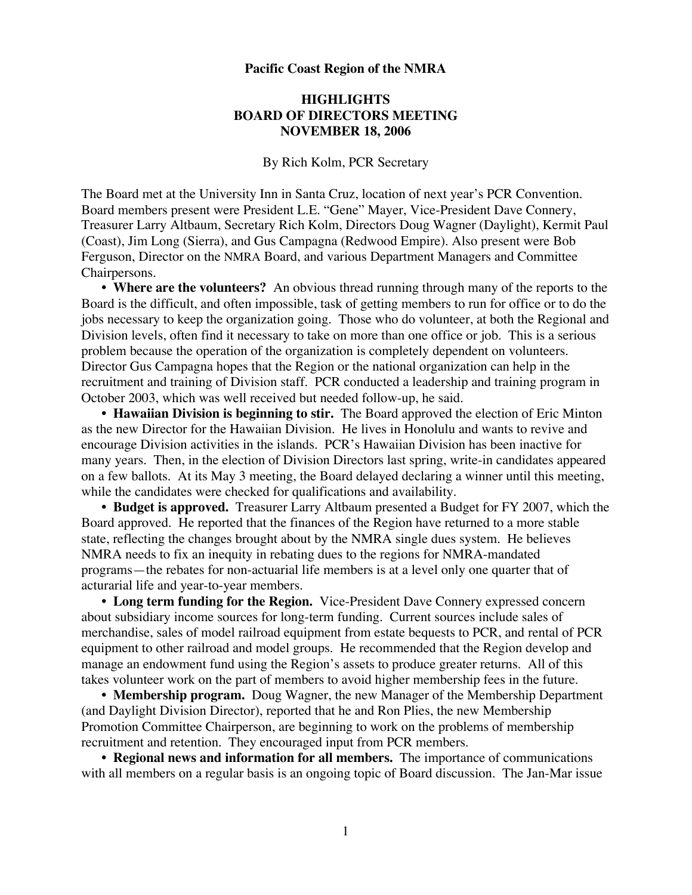**Pacific Coast Region of the NMRA**

# HIGHLIGHTS
# BOARD OF DIRECTORS MEETING
# NOVEMBER 18, 2006

By Rich Kolm, PCR Secretary

The Board met at the University Inn in Santa Cruz, location of next year's PCR Convention. Board members present were President L.E. "Gene" Mayer, Vice-President Dave Connery, Treasurer Larry Altbaum, Secretary Rich Kolm, Directors Doug Wagner (Daylight), Kermit Paul (Coast), Jim Long (Sierra), and Gus Campagna (Redwood Empire). Also present were Bob Ferguson, Director on the NMRA Board, and various Department Managers and Committee Chairpersons.

• **Where are the volunteers?** An obvious thread running through many of the reports to the Board is the difficult, and often impossible, task of getting members to run for office or to do the jobs necessary to keep the organization going. Those who do volunteer, at both the Regional and Division levels, often find it necessary to take on more than one office or job. This is a serious problem because the operation of the organization is completely dependent on volunteers. Director Gus Campagna hopes that the Region or the national organization can help in the recruitment and training of Division staff. PCR conducted a leadership and training program in October 2003, which was well received but needed follow-up, he said.

• **Hawaiian Division is beginning to stir.** The Board approved the election of Eric Minton as the new Director for the Hawaiian Division. He lives in Honolulu and wants to revive and encourage Division activities in the islands. PCR's Hawaiian Division has been inactive for many years. Then, in the election of Division Directors last spring, write-in candidates appeared on a few ballots. At its May 3 meeting, the Board delayed declaring a winner until this meeting, while the candidates were checked for qualifications and availability.

• **Budget is approved.** Treasurer Larry Altbaum presented a Budget for FY 2007, which the Board approved. He reported that the finances of the Region have returned to a more stable state, reflecting the changes brought about by the NMRA single dues system. He believes NMRA needs to fix an inequity in rebating dues to the regions for NMRA-mandated programs—the rebates for non-actuarial life members is at a level only one quarter that of acturarial life and year-to-year members.

• **Long term funding for the Region.** Vice-President Dave Connery expressed concern about subsidiary income sources for long-term funding. Current sources include sales of merchandise, sales of model railroad equipment from estate bequests to PCR, and rental of PCR equipment to other railroad and model groups. He recommended that the Region develop and manage an endowment fund using the Region's assets to produce greater returns. All of this takes volunteer work on the part of members to avoid higher membership fees in the future.

• **Membership program.** Doug Wagner, the new Manager of the Membership Department (and Daylight Division Director), reported that he and Ron Plies, the new Membership Promotion Committee Chairperson, are beginning to work on the problems of membership recruitment and retention. They encouraged input from PCR members.

• **Regional news and information for all members.** The importance of communications with all members on a regular basis is an ongoing topic of Board discussion. The Jan-Mar issue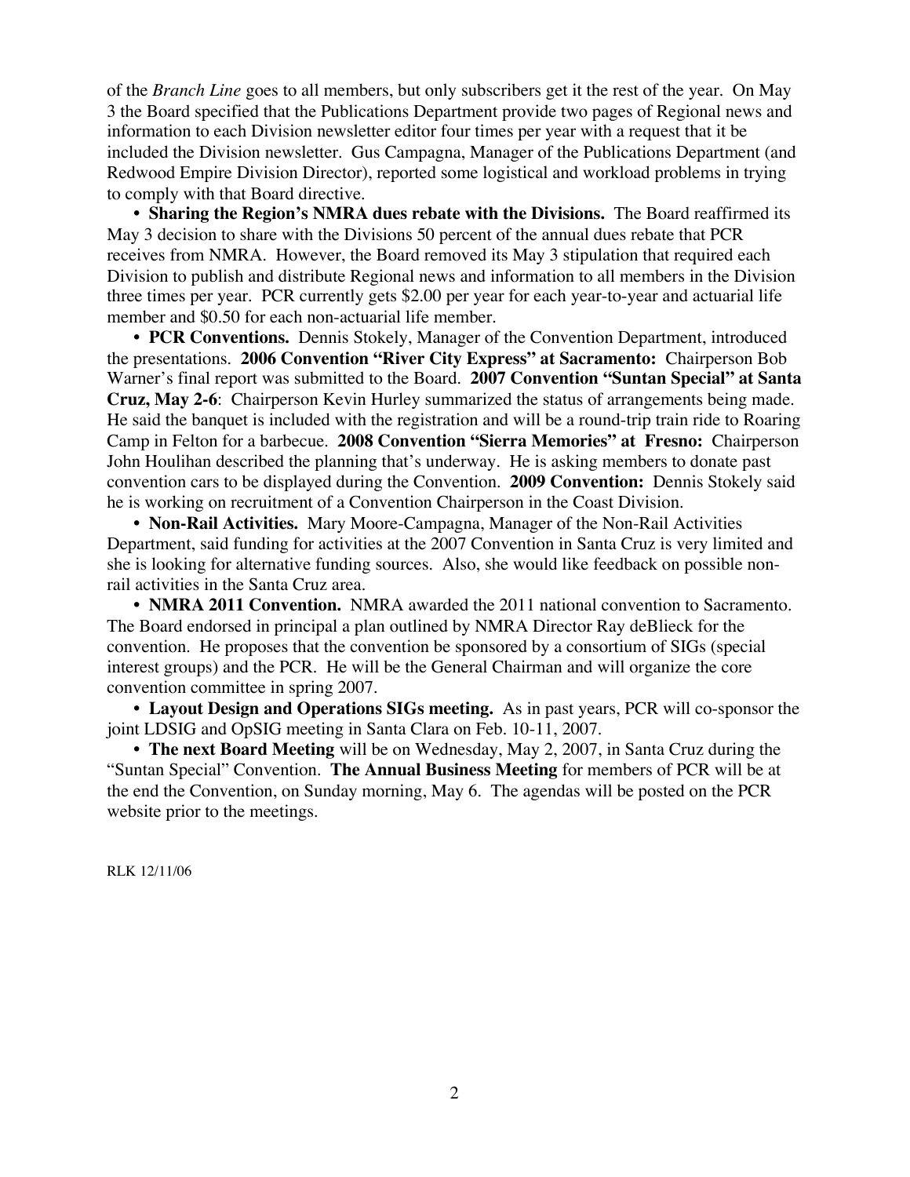of the *Branch Line* goes to all members, but only subscribers get it the rest of the year. On May 3 the Board specified that the Publications Department provide two pages of Regional news and information to each Division newsletter editor four times per year with a request that it be included the Division newsletter. Gus Campagna, Manager of the Publications Department (and Redwood Empire Division Director), reported some logistical and workload problems in trying to comply with that Board directive.

- **Sharing the Region's NMRA dues rebate with the Divisions.** The Board reaffirmed its May 3 decision to share with the Divisions 50 percent of the annual dues rebate that PCR receives from NMRA. However, the Board removed its May 3 stipulation that required each Division to publish and distribute Regional news and information to all members in the Division three times per year. PCR currently gets $2.00 per year for each year-to-year and actuarial life member and $0.50 for each non-actuarial life member.

- **PCR Conventions.** Dennis Stokely, Manager of the Convention Department, introduced the presentations. **2006 Convention "River City Express" at Sacramento:** Chairperson Bob Warner's final report was submitted to the Board. **2007 Convention "Suntan Special" at Santa Cruz, May 2-6**: Chairperson Kevin Hurley summarized the status of arrangements being made. He said the banquet is included with the registration and will be a round-trip train ride to Roaring Camp in Felton for a barbecue. **2008 Convention "Sierra Memories" at Fresno:** Chairperson John Houlihan described the planning that's underway. He is asking members to donate past convention cars to be displayed during the Convention. **2009 Convention:** Dennis Stokely said he is working on recruitment of a Convention Chairperson in the Coast Division.

- **Non-Rail Activities.** Mary Moore-Campagna, Manager of the Non-Rail Activities Department, said funding for activities at the 2007 Convention in Santa Cruz is very limited and she is looking for alternative funding sources. Also, she would like feedback on possible non-rail activities in the Santa Cruz area.

- **NMRA 2011 Convention.** NMRA awarded the 2011 national convention to Sacramento. The Board endorsed in principal a plan outlined by NMRA Director Ray deBlieck for the convention. He proposes that the convention be sponsored by a consortium of SIGs (special interest groups) and the PCR. He will be the General Chairman and will organize the core convention committee in spring 2007.

- **Layout Design and Operations SIGs meeting.** As in past years, PCR will co-sponsor the joint LDSIG and OpSIG meeting in Santa Clara on Feb. 10-11, 2007.

- **The next Board Meeting** will be on Wednesday, May 2, 2007, in Santa Cruz during the "Suntan Special" Convention. **The Annual Business Meeting** for members of PCR will be at the end the Convention, on Sunday morning, May 6. The agendas will be posted on the PCR website prior to the meetings.

RLK 12/11/06